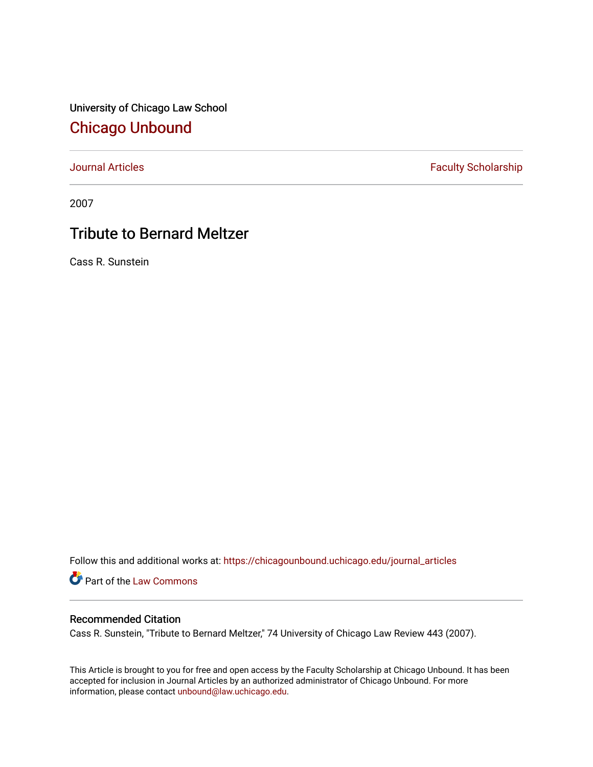University of Chicago Law School

## Chicago Unbound

Journal Articles | Faculty Scholarship

2007

# Tribute to Bernard Meltzer

Cass R. Sunstein

Follow this and additional works at: https://chicagounbound.uchicago.edu/journal_articles

Part of the Law Commons

### Recommended Citation

Cass R. Sunstein, "Tribute to Bernard Meltzer," 74 University of Chicago Law Review 443 (2007).

This Article is brought to you for free and open access by the Faculty Scholarship at Chicago Unbound. It has been accepted for inclusion in Journal Articles by an authorized administrator of Chicago Unbound. For more information, please contact unbound@law.uchicago.edu.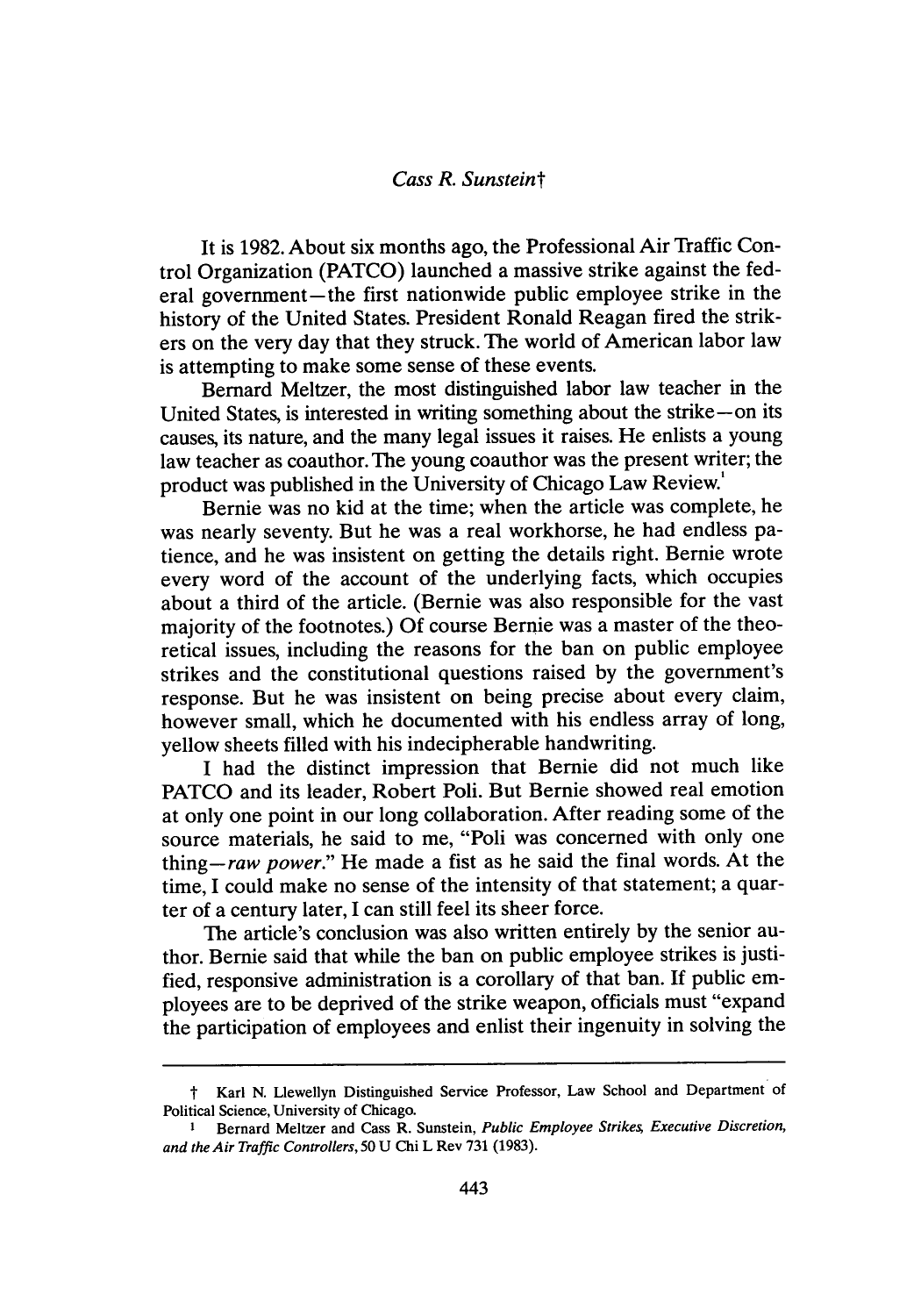*Cass R. Sunstein*†

It is 1982. About six months ago, the Professional Air Traffic Control Organization (PATCO) launched a massive strike against the federal government—the first nationwide public employee strike in the history of the United States. President Ronald Reagan fired the strikers on the very day that they struck. The world of American labor law is attempting to make some sense of these events.

Bernard Meltzer, the most distinguished labor law teacher in the United States, is interested in writing something about the strike—on its causes, its nature, and the many legal issues it raises. He enlists a young law teacher as coauthor. The young coauthor was the present writer; the product was published in the University of Chicago Law Review.[1]

Bernie was no kid at the time; when the article was complete, he was nearly seventy. But he was a real workhorse, he had endless patience, and he was insistent on getting the details right. Bernie wrote every word of the account of the underlying facts, which occupies about a third of the article. (Bernie was also responsible for the vast majority of the footnotes.) Of course Bernie was a master of the theoretical issues, including the reasons for the ban on public employee strikes and the constitutional questions raised by the government's response. But he was insistent on being precise about every claim, however small, which he documented with his endless array of long, yellow sheets filled with his indecipherable handwriting.

I had the distinct impression that Bernie did not much like PATCO and its leader, Robert Poli. But Bernie showed real emotion at only one point in our long collaboration. After reading some of the source materials, he said to me, "Poli was concerned with only one thing—*raw power*." He made a fist as he said the final words. At the time, I could make no sense of the intensity of that statement; a quarter of a century later, I can still feel its sheer force.

The article's conclusion was also written entirely by the senior author. Bernie said that while the ban on public employee strikes is justified, responsive administration is a corollary of that ban. If public employees are to be deprived of the strike weapon, officials must "expand the participation of employees and enlist their ingenuity in solving the

---

† Karl N. Llewellyn Distinguished Service Professor, Law School and Department of Political Science, University of Chicago.

1 Bernard Meltzer and Cass R. Sunstein, *Public Employee Strikes, Executive Discretion, and the Air Traffic Controllers*, 50 U Chi L Rev 731 (1983).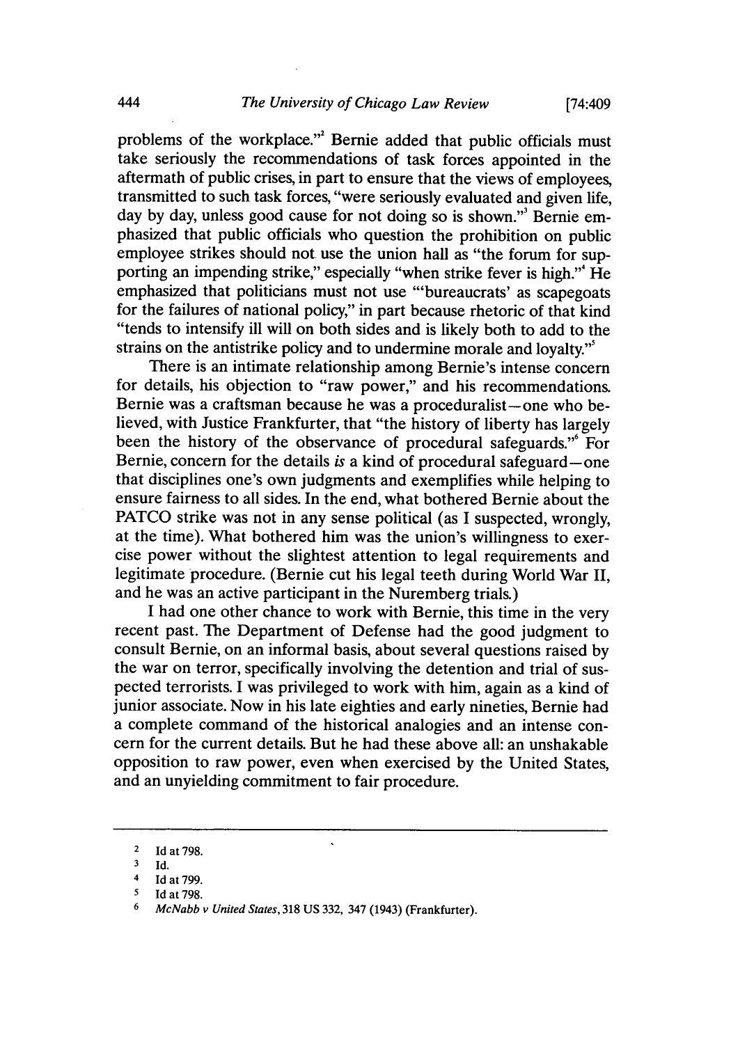problems of the workplace."[2] Bernie added that public officials must take seriously the recommendations of task forces appointed in the aftermath of public crises, in part to ensure that the views of employees, transmitted to such task forces, "were seriously evaluated and given life, day by day, unless good cause for not doing so is shown."[3] Bernie emphasized that public officials who question the prohibition on public employee strikes should not use the union hall as "the forum for supporting an impending strike," especially "when strike fever is high."[4] He emphasized that politicians must not use "'bureaucrats' as scapegoats for the failures of national policy," in part because rhetoric of that kind "tends to intensify ill will on both sides and is likely both to add to the strains on the antistrike policy and to undermine morale and loyalty."[5]

There is an intimate relationship among Bernie's intense concern for details, his objection to "raw power," and his recommendations. Bernie was a craftsman because he was a proceduralist—one who believed, with Justice Frankfurter, that "the history of liberty has largely been the history of the observance of procedural safeguards."[6] For Bernie, concern for the details *is* a kind of procedural safeguard—one that disciplines one's own judgments and exemplifies while helping to ensure fairness to all sides. In the end, what bothered Bernie about the PATCO strike was not in any sense political (as I suspected, wrongly, at the time). What bothered him was the union's willingness to exercise power without the slightest attention to legal requirements and legitimate procedure. (Bernie cut his legal teeth during World War II, and he was an active participant in the Nuremberg trials.)

I had one other chance to work with Bernie, this time in the very recent past. The Department of Defense had the good judgment to consult Bernie, on an informal basis, about several questions raised by the war on terror, specifically involving the detention and trial of suspected terrorists. I was privileged to work with him, again as a kind of junior associate. Now in his late eighties and early nineties, Bernie had a complete command of the historical analogies and an intense concern for the current details. But he had these above all: an unshakable opposition to raw power, even when exercised by the United States, and an unyielding commitment to fair procedure.

---

2 Id at 798.

3 Id.

4 Id at 799.

5 Id at 798.

6 *McNabb v United States*, 318 US 332, 347 (1943) (Frankfurter).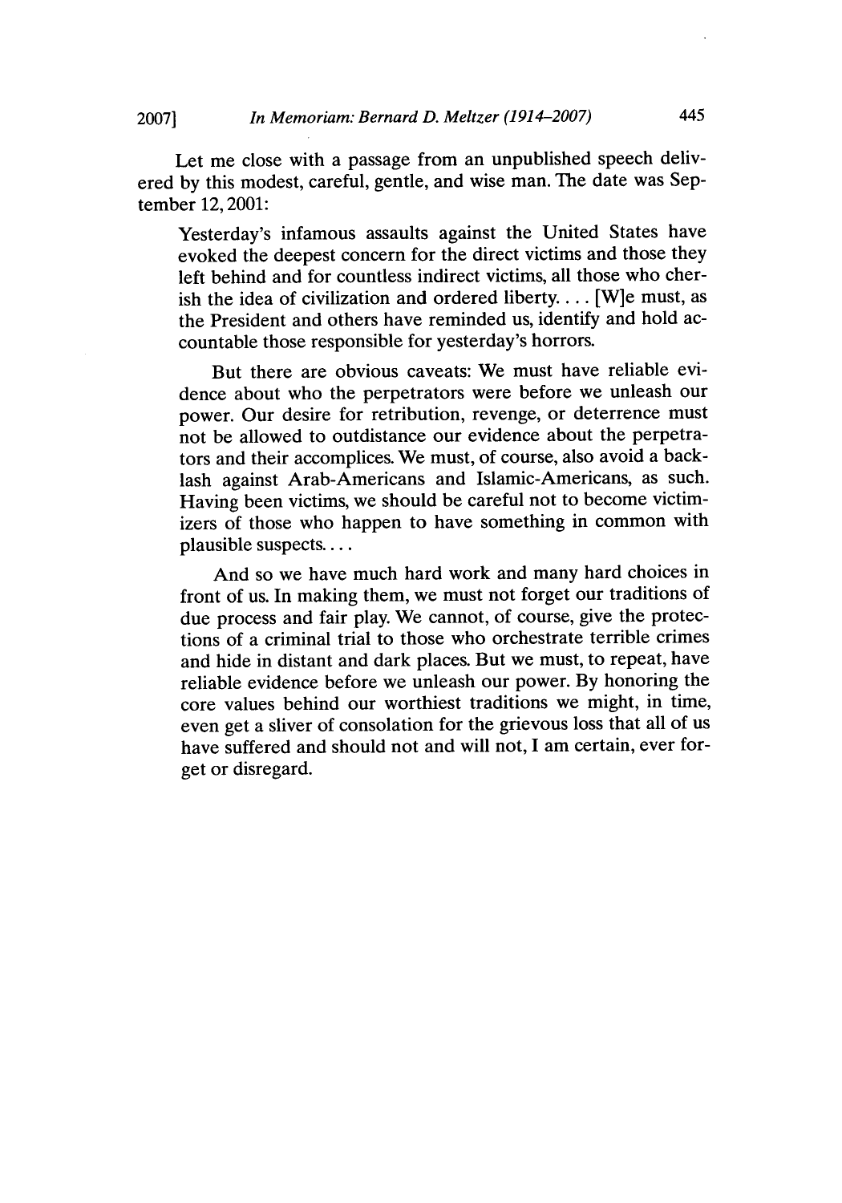Let me close with a passage from an unpublished speech delivered by this modest, careful, gentle, and wise man. The date was September 12, 2001:

> Yesterday's infamous assaults against the United States have evoked the deepest concern for the direct victims and those they left behind and for countless indirect victims, all those who cherish the idea of civilization and ordered liberty. . . . [W]e must, as the President and others have reminded us, identify and hold accountable those responsible for yesterday's horrors.
>
> But there are obvious caveats: We must have reliable evidence about who the perpetrators were before we unleash our power. Our desire for retribution, revenge, or deterrence must not be allowed to outdistance our evidence about the perpetrators and their accomplices. We must, of course, also avoid a backlash against Arab-Americans and Islamic-Americans, as such. Having been victims, we should be careful not to become victimizers of those who happen to have something in common with plausible suspects. . . .
>
> And so we have much hard work and many hard choices in front of us. In making them, we must not forget our traditions of due process and fair play. We cannot, of course, give the protections of a criminal trial to those who orchestrate terrible crimes and hide in distant and dark places. But we must, to repeat, have reliable evidence before we unleash our power. By honoring the core values behind our worthiest traditions we might, in time, even get a sliver of consolation for the grievous loss that all of us have suffered and should not and will not, I am certain, ever forget or disregard.